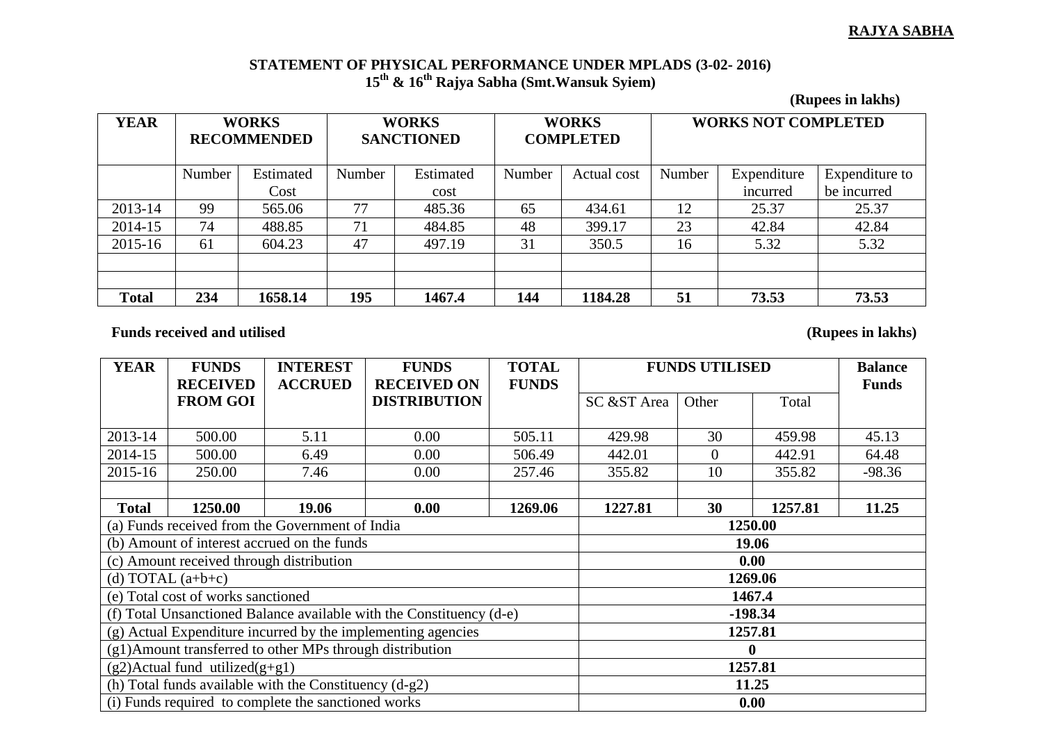**RAJYA SABHA**

**STATEMENT OF PHYSICAL PERFORMANCE UNDER MPLADS (3-02- 2016)**
**15th & 16th Rajya Sabha (Smt.Wansuk Syiem)**

**(Rupees in lakhs)**

| YEAR | WORKS RECOMMENDED | | WORKS SANCTIONED | | WORKS COMPLETED | | WORKS NOT COMPLETED | | |
|---|---|---|---|---|---|---|---|---|---|
| | Number | Estimated Cost | Number | Estimated cost | Number | Actual cost | Number | Expenditure incurred | Expenditure to be incurred |
| 2013-14 | 99 | 565.06 | 77 | 485.36 | 65 | 434.61 | 12 | 25.37 | 25.37 |
| 2014-15 | 74 | 488.85 | 71 | 484.85 | 48 | 399.17 | 23 | 42.84 | 42.84 |
| 2015-16 | 61 | 604.23 | 47 | 497.19 | 31 | 350.5 | 16 | 5.32 | 5.32 |
| | | | | | | | | | |
| | | | | | | | | | |
| **Total** | **234** | **1658.14** | **195** | **1467.4** | **144** | **1184.28** | **51** | **73.53** | **73.53** |

**Funds received and utilised** **(Rupees in lakhs)**

| YEAR | FUNDS RECEIVED FROM GOI | INTEREST ACCRUED | FUNDS RECEIVED ON DISTRIBUTION | TOTAL FUNDS | FUNDS UTILISED | | | Balance Funds |
|---|---|---|---|---|---|---|---|---|
| | | | | | SC &ST Area | Other | Total | |
| 2013-14 | 500.00 | 5.11 | 0.00 | 505.11 | 429.98 | 30 | 459.98 | 45.13 |
| 2014-15 | 500.00 | 6.49 | 0.00 | 506.49 | 442.01 | 0 | 442.91 | 64.48 |
| 2015-16 | 250.00 | 7.46 | 0.00 | 257.46 | 355.82 | 10 | 355.82 | -98.36 |
| | | | | | | | | |
| **Total** | **1250.00** | **19.06** | **0.00** | **1269.06** | **1227.81** | **30** | **1257.81** | **11.25** |

| Item | Amount |
|---|---|
| (a) Funds received from the Government of India | **1250.00** |
| (b) Amount of interest accrued on the funds | **19.06** |
| (c) Amount received through distribution | **0.00** |
| (d) TOTAL (a+b+c) | **1269.06** |
| (e) Total cost of works sanctioned | **1467.4** |
| (f) Total Unsanctioned Balance available with the Constituency (d-e) | **-198.34** |
| (g) Actual Expenditure incurred by the implementing agencies | **1257.81** |
| (g1)Amount transferred to other MPs through distribution | **0** |
| (g2)Actual fund utilized(g+g1) | **1257.81** |
| (h) Total funds available with the Constituency (d-g2) | **11.25** |
| (i) Funds required to complete the sanctioned works | **0.00** |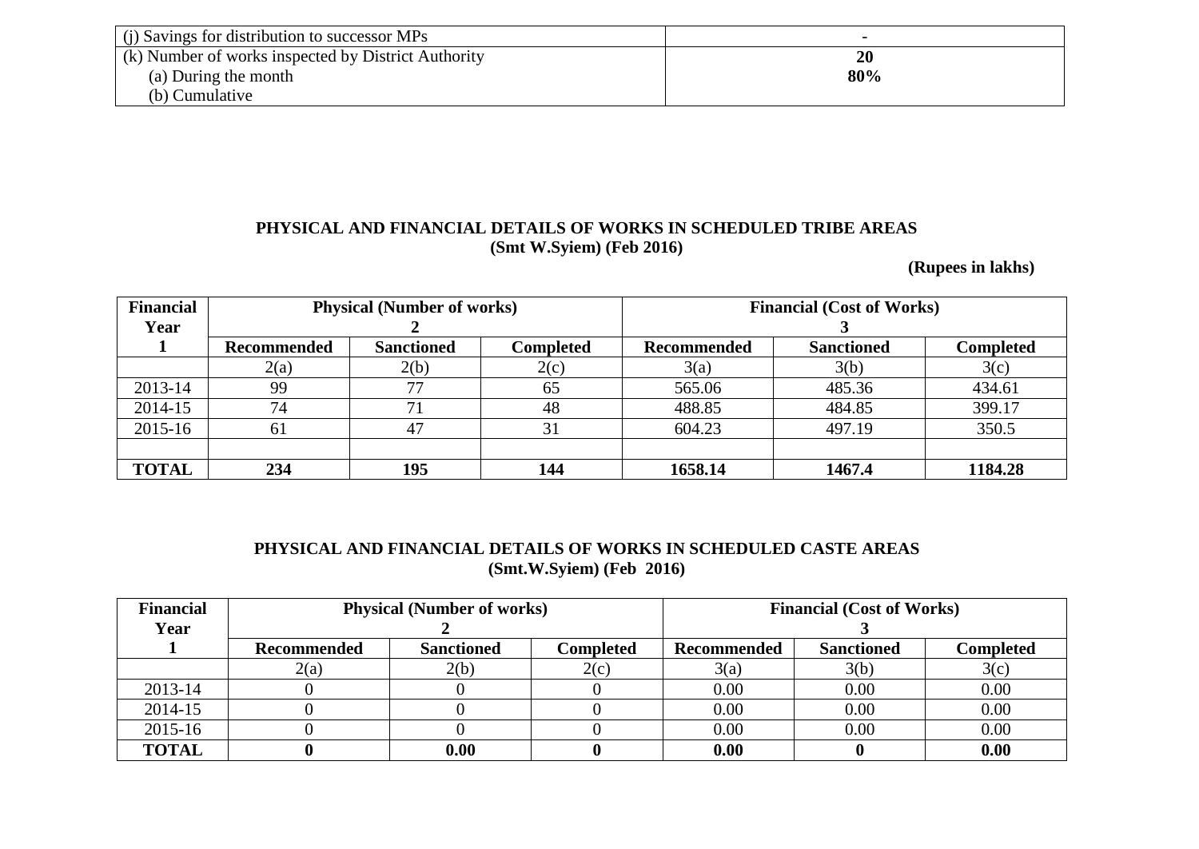| | |
|---|---|
| (j) Savings for distribution to successor MPs | - |
| (k) Number of works inspected by District Authority<br>(a) During the month<br>(b) Cumulative | **20**<br>**80%** |

**PHYSICAL AND FINANCIAL DETAILS OF WORKS IN SCHEDULED TRIBE AREAS**
**(Smt W.Syiem) (Feb 2016)**

**(Rupees in lakhs)**

| Financial Year<br>1 | Physical (Number of works)<br>2 | | | Financial (Cost of Works)<br>3 | | |
|---|---|---|---|---|---|---|
| | **Recommended** | **Sanctioned** | **Completed** | **Recommended** | **Sanctioned** | **Completed** |
| | 2(a) | 2(b) | 2(c) | 3(a) | 3(b) | 3(c) |
| 2013-14 | 99 | 77 | 65 | 565.06 | 485.36 | 434.61 |
| 2014-15 | 74 | 71 | 48 | 488.85 | 484.85 | 399.17 |
| 2015-16 | 61 | 47 | 31 | 604.23 | 497.19 | 350.5 |
| | | | | | | |
| **TOTAL** | **234** | **195** | **144** | **1658.14** | **1467.4** | **1184.28** |

**PHYSICAL AND FINANCIAL DETAILS OF WORKS IN SCHEDULED CASTE AREAS**
**(Smt.W.Syiem) (Feb 2016)**

| Financial Year<br>1 | Physical (Number of works)<br>2 | | | Financial (Cost of Works)<br>3 | | |
|---|---|---|---|---|---|---|
| | **Recommended** | **Sanctioned** | **Completed** | **Recommended** | **Sanctioned** | **Completed** |
| | 2(a) | 2(b) | 2(c) | 3(a) | 3(b) | 3(c) |
| 2013-14 | 0 | 0 | 0 | 0.00 | 0.00 | 0.00 |
| 2014-15 | 0 | 0 | 0 | 0.00 | 0.00 | 0.00 |
| 2015-16 | 0 | 0 | 0 | 0.00 | 0.00 | 0.00 |
| **TOTAL** | **0** | **0.00** | **0** | **0.00** | **0** | **0.00** |